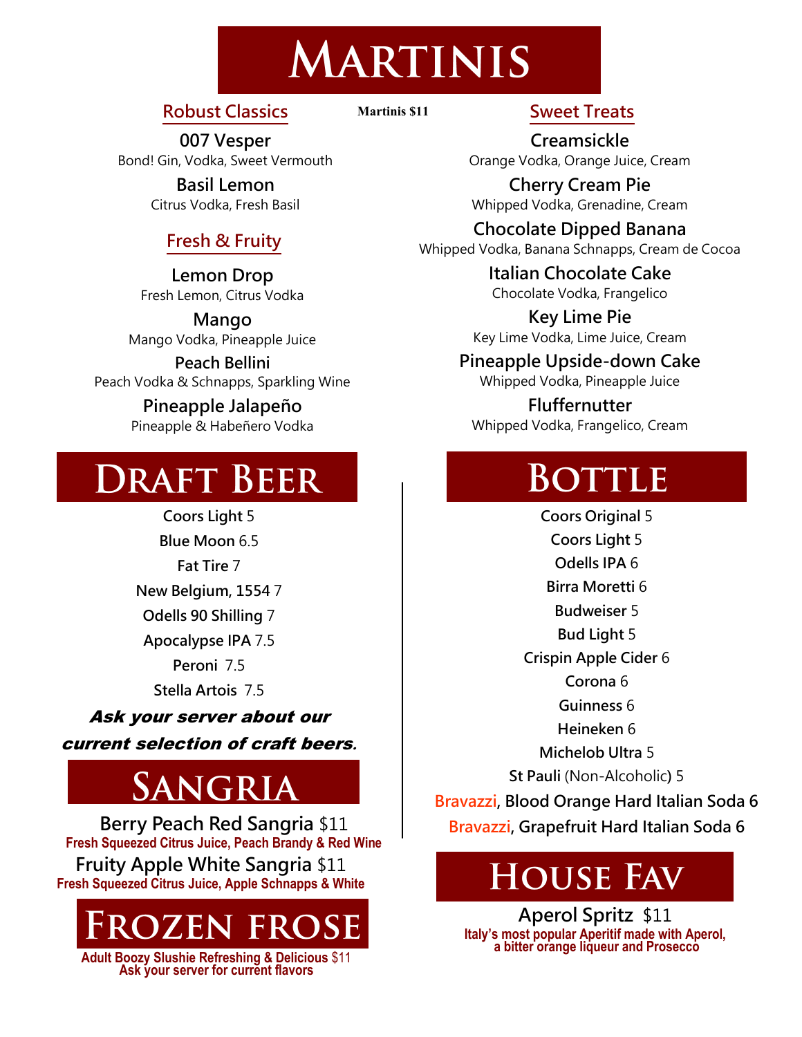# Martinis

Martinis $11

## Robust Classics

**007 Vesper**
Bond! Gin, Vodka, Sweet Vermouth

**Basil Lemon**
Citrus Vodka, Fresh Basil

## Fresh & Fruity

**Lemon Drop**
Fresh Lemon, Citrus Vodka

**Mango**
Mango Vodka, Pineapple Juice

**Peach Bellini**
Peach Vodka & Schnapps, Sparkling Wine

**Pineapple Jalapeño**
Pineapple & Habeñero Vodka

## Sweet Treats

**Creamsickle**
Orange Vodka, Orange Juice, Cream

**Cherry Cream Pie**
Whipped Vodka, Grenadine, Cream

**Chocolate Dipped Banana**
Whipped Vodka, Banana Schnapps, Cream de Cocoa

**Italian Chocolate Cake**
Chocolate Vodka, Frangelico

**Key Lime Pie**
Key Lime Vodka, Lime Juice, Cream

**Pineapple Upside-down Cake**
Whipped Vodka, Pineapple Juice

**Fluffernutter**
Whipped Vodka, Frangelico, Cream

# Draft Beer

**Coors Light** 5
**Blue Moon** 6.5
**Fat Tire** 7
**New Belgium, 1554** 7
**Odells 90 Shilling** 7
**Apocalypse IPA** 7.5
**Peroni** 7.5
**Stella Artois** 7.5

***Ask your server about our current selection of craft beers.***

# Sangria

**Berry Peach Red Sangria** $11
Fresh Squeezed Citrus Juice, Peach Brandy & Red Wine

**Fruity Apple White Sangria** $11
Fresh Squeezed Citrus Juice, Apple Schnapps & White

# Frozen Frose

Adult Boozy Slushie Refreshing & Delicious $11
Ask your server for current flavors

# Bottle

**Coors Original** 5
**Coors Light** 5
**Odells IPA** 6
**Birra Moretti** 6
**Budweiser** 5
**Bud Light** 5
**Crispin Apple Cider** 6
**Corona** 6
**Guinness** 6
**Heineken** 6
**Michelob Ultra** 5
**St Pauli** (Non-Alcoholic) 5
Bravazzi, **Blood Orange Hard Italian Soda 6**
Bravazzi, **Grapefruit Hard Italian Soda 6**

# House Fav

**Aperol Spritz** $11
Italy's most popular Aperitif made with Aperol, a bitter orange liqueur and Prosecco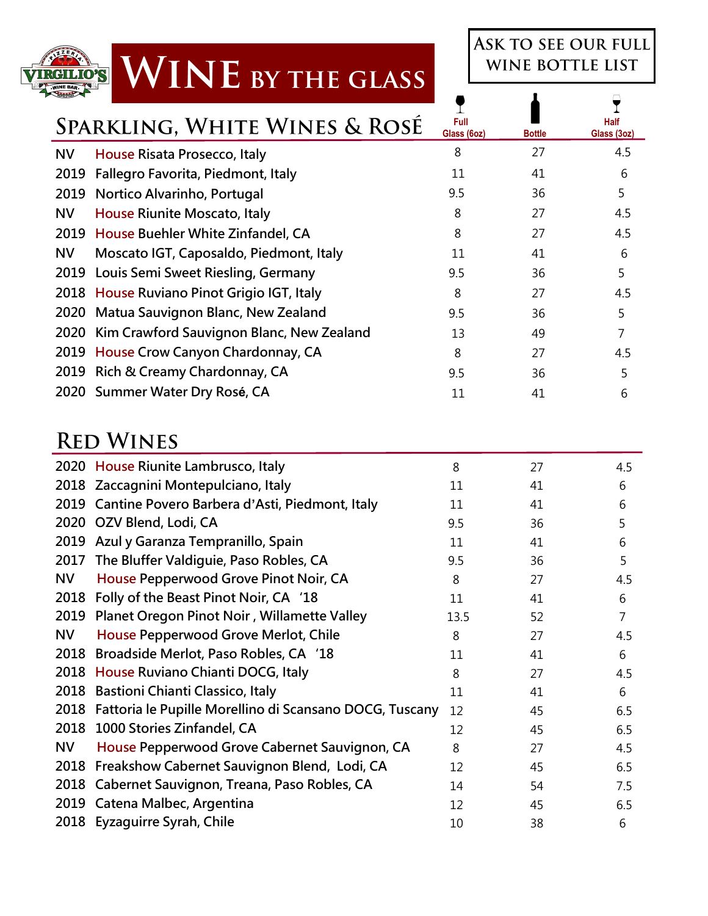# WINE BY THE GLASS

**ASK TO SEE OUR FULL WINE BOTTLE LIST**

## SPARKLING, WHITE WINES & ROSÉ

| | | Full Glass (6oz) | Bottle | Half Glass (3oz) |
|---|---|---|---|---|
| NV | House Risata Prosecco, Italy | 8 | 27 | 4.5 |
| 2019 | Fallegro Favorita, Piedmont, Italy | 11 | 41 | 6 |
| 2019 | Nortico Alvarinho, Portugal | 9.5 | 36 | 5 |
| NV | House Riunite Moscato, Italy | 8 | 27 | 4.5 |
| 2019 | House Buehler White Zinfandel, CA | 8 | 27 | 4.5 |
| NV | Moscato IGT, Caposaldo, Piedmont, Italy | 11 | 41 | 6 |
| 2019 | Louis Semi Sweet Riesling, Germany | 9.5 | 36 | 5 |
| 2018 | House Ruviano Pinot Grigio IGT, Italy | 8 | 27 | 4.5 |
| 2020 | Matua Sauvignon Blanc, New Zealand | 9.5 | 36 | 5 |
| 2020 | Kim Crawford Sauvignon Blanc, New Zealand | 13 | 49 | 7 |
| 2019 | House Crow Canyon Chardonnay, CA | 8 | 27 | 4.5 |
| 2019 | Rich & Creamy Chardonnay, CA | 9.5 | 36 | 5 |
| 2020 | Summer Water Dry Rosé, CA | 11 | 41 | 6 |

## RED WINES

| | | Full Glass (6oz) | Bottle | Half Glass (3oz) |
|---|---|---|---|---|
| 2020 | House Riunite Lambrusco, Italy | 8 | 27 | 4.5 |
| 2018 | Zaccagnini Montepulciano, Italy | 11 | 41 | 6 |
| 2019 | Cantine Povero Barbera d'Asti, Piedmont, Italy | 11 | 41 | 6 |
| 2020 | OZV Blend, Lodi, CA | 9.5 | 36 | 5 |
| 2019 | Azul y Garanza Tempranillo, Spain | 11 | 41 | 6 |
| 2017 | The Bluffer Valdiguie, Paso Robles, CA | 9.5 | 36 | 5 |
| NV | House Pepperwood Grove Pinot Noir, CA | 8 | 27 | 4.5 |
| 2018 | Folly of the Beast Pinot Noir, CA '18 | 11 | 41 | 6 |
| 2019 | Planet Oregon Pinot Noir , Willamette Valley | 13.5 | 52 | 7 |
| NV | House Pepperwood Grove Merlot, Chile | 8 | 27 | 4.5 |
| 2018 | Broadside Merlot, Paso Robles, CA '18 | 11 | 41 | 6 |
| 2018 | House Ruviano Chianti DOCG, Italy | 8 | 27 | 4.5 |
| 2018 | Bastioni Chianti Classico, Italy | 11 | 41 | 6 |
| 2018 | Fattoria le Pupille Morellino di Scansano DOCG, Tuscany | 12 | 45 | 6.5 |
| 2018 | 1000 Stories Zinfandel, CA | 12 | 45 | 6.5 |
| NV | House Pepperwood Grove Cabernet Sauvignon, CA | 8 | 27 | 4.5 |
| 2018 | Freakshow Cabernet Sauvignon Blend, Lodi, CA | 12 | 45 | 6.5 |
| 2018 | Cabernet Sauvignon, Treana, Paso Robles, CA | 14 | 54 | 7.5 |
| 2019 | Catena Malbec, Argentina | 12 | 45 | 6.5 |
| 2018 | Eyzaguirre Syrah, Chile | 10 | 38 | 6 |